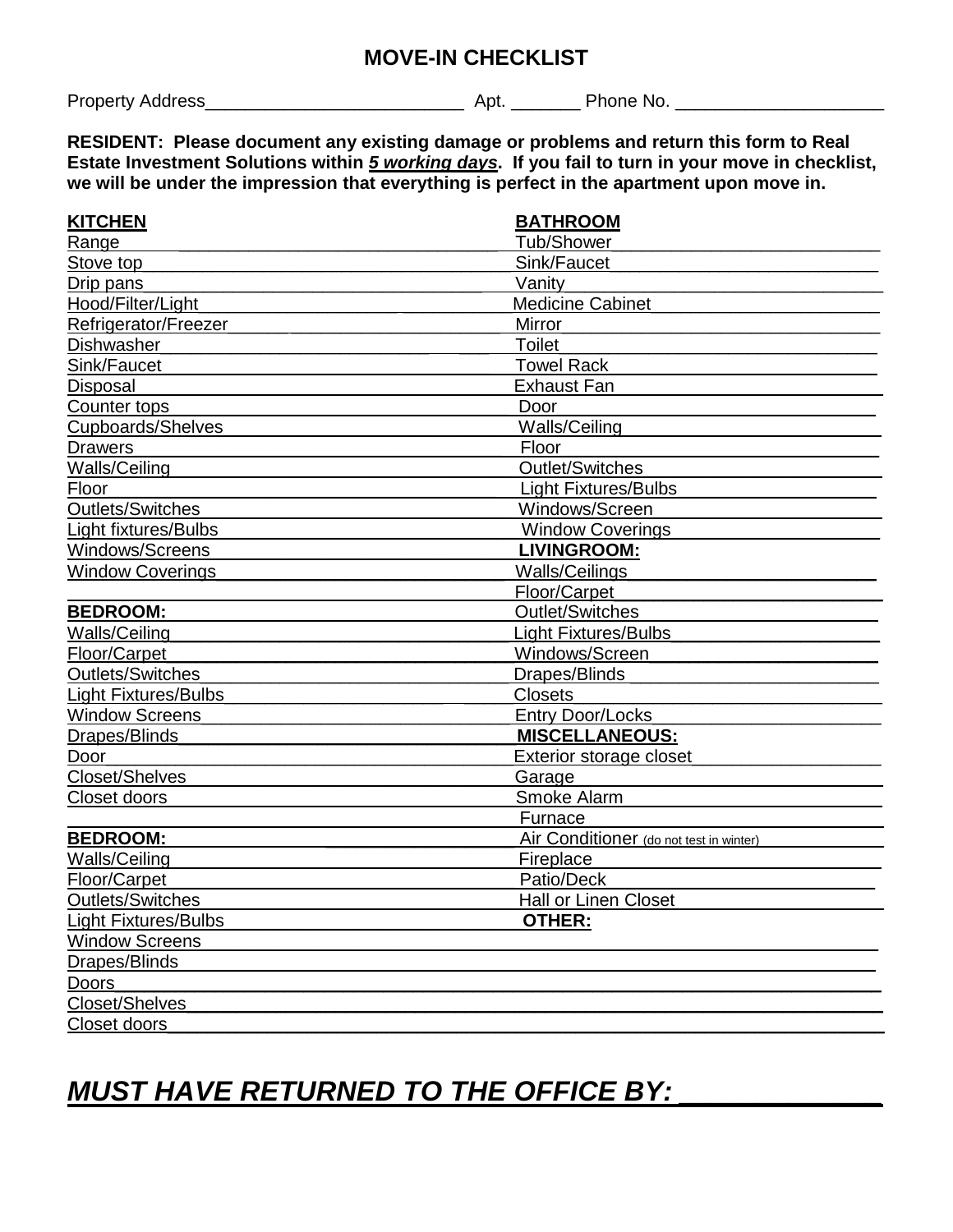# MOVE-IN CHECKLIST

Property Address__________________________ Apt. _______ Phone No. _____________________

**RESIDENT: Please document any existing damage or problems and return this form to Real Estate Investment Solutions within *5 working days*. If you fail to turn in your move in checklist, we will be under the impression that everything is perfect in the apartment upon move in.**

**KITCHEN**

- Range
- Stove top
- Drip pans
- Hood/Filter/Light
- Refrigerator/Freezer
- Dishwasher
- Sink/Faucet
- Disposal
- Counter tops
- Cupboards/Shelves
- Drawers
- Walls/Ceiling
- Floor
- Outlets/Switches
- Light fixtures/Bulbs
- Windows/Screens
- Window Coverings

**BEDROOM:**

- Walls/Ceiling
- Floor/Carpet
- Outlets/Switches
- Light Fixtures/Bulbs
- Window Screens
- Drapes/Blinds
- Door
- Closet/Shelves
- Closet doors

**BEDROOM:**

- Walls/Ceiling
- Floor/Carpet
- Outlets/Switches
- Light Fixtures/Bulbs
- Window Screens
- Drapes/Blinds
- Doors
- Closet/Shelves
- Closet doors

**BATHROOM**

- Tub/Shower
- Sink/Faucet
- Vanity
- Medicine Cabinet
- Mirror
- Toilet
- Towel Rack
- Exhaust Fan
- Door
- Walls/Ceiling
- Floor
- Outlet/Switches
- Light Fixtures/Bulbs
- Windows/Screen
- Window Coverings

**LIVINGROOM:**

- Walls/Ceilings
- Floor/Carpet
- Outlet/Switches
- Light Fixtures/Bulbs
- Windows/Screen
- Drapes/Blinds
- Closets
- Entry Door/Locks

**MISCELLANEOUS:**

- Exterior storage closet
- Garage
- Smoke Alarm
- Furnace
- Air Conditioner (do not test in winter)
- Fireplace
- Patio/Deck
- Hall or Linen Closet

**OTHER:**

## *MUST HAVE RETURNED TO THE OFFICE BY: ______________*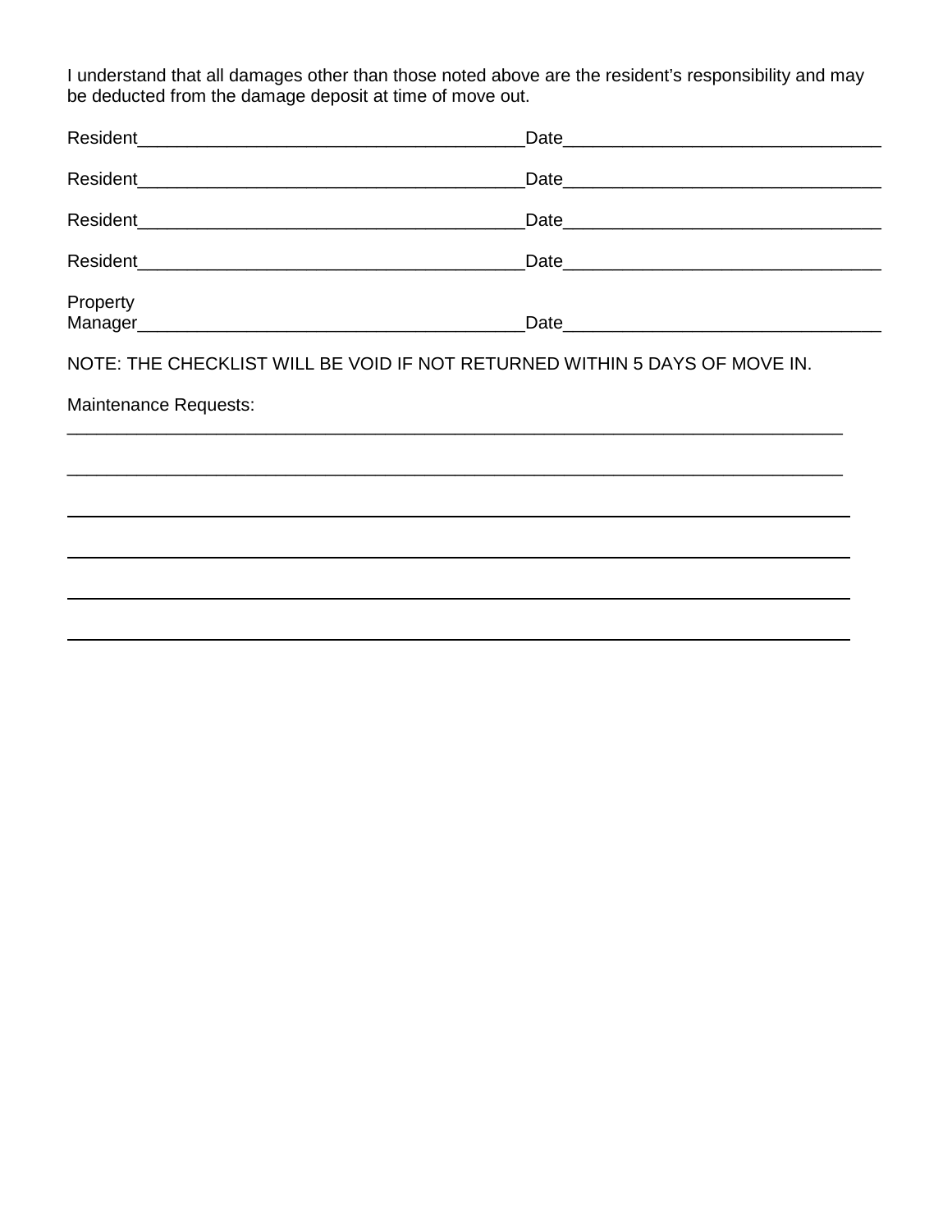I understand that all damages other than those noted above are the resident’s responsibility and may be deducted from the damage deposit at time of move out.

Resident_______________________________________Date________________________________

Resident_______________________________________Date________________________________

Resident_______________________________________Date________________________________

Resident_______________________________________Date________________________________

Property
Manager_______________________________________Date________________________________

NOTE: THE CHECKLIST WILL BE VOID IF NOT RETURNED WITHIN 5 DAYS OF MOVE IN.

Maintenance Requests:

______________________________________________________________________________

______________________________________________________________________________

______________________________________________________________________________

______________________________________________________________________________

______________________________________________________________________________

______________________________________________________________________________